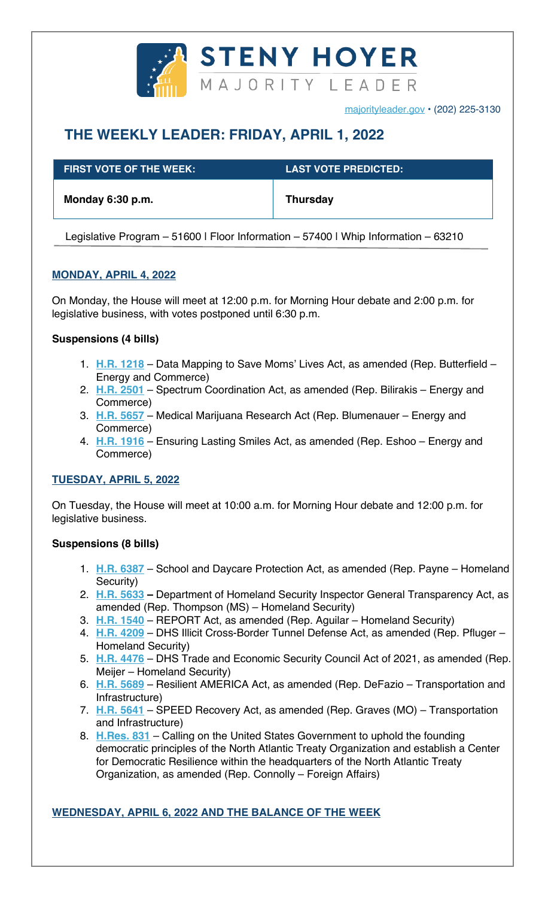# STENY HOYER

MAJORITY LEADER

majorityleader.gov • (202) 225-3130

## THE WEEKLY LEADER: FRIDAY, APRIL 1, 2022

| FIRST VOTE OF THE WEEK: | LAST VOTE PREDICTED: |
|---|---|
| **Monday 6:30 p.m.** | **Thursday** |

Legislative Program – 51600 I Floor Information – 57400 I Whip Information – 63210

### MONDAY, APRIL 4, 2022

On Monday, the House will meet at 12:00 p.m. for Morning Hour debate and 2:00 p.m. for legislative business, with votes postponed until 6:30 p.m.

**Suspensions (4 bills)**

1. **H.R. 1218** – Data Mapping to Save Moms' Lives Act, as amended (Rep. Butterfield – Energy and Commerce)
2. **H.R. 2501** – Spectrum Coordination Act, as amended (Rep. Bilirakis – Energy and Commerce)
3. **H.R. 5657** – Medical Marijuana Research Act (Rep. Blumenauer – Energy and Commerce)
4. **H.R. 1916** – Ensuring Lasting Smiles Act, as amended (Rep. Eshoo – Energy and Commerce)

### TUESDAY, APRIL 5, 2022

On Tuesday, the House will meet at 10:00 a.m. for Morning Hour debate and 12:00 p.m. for legislative business.

**Suspensions (8 bills)**

1. **H.R. 6387** – School and Daycare Protection Act, as amended (Rep. Payne – Homeland Security)
2. **H.R. 5633 –** Department of Homeland Security Inspector General Transparency Act, as amended (Rep. Thompson (MS) – Homeland Security)
3. **H.R. 1540** – REPORT Act, as amended (Rep. Aguilar – Homeland Security)
4. **H.R. 4209** – DHS Illicit Cross-Border Tunnel Defense Act, as amended (Rep. Pfluger – Homeland Security)
5. **H.R. 4476** – DHS Trade and Economic Security Council Act of 2021, as amended (Rep. Meijer – Homeland Security)
6. **H.R. 5689** – Resilient AMERICA Act, as amended (Rep. DeFazio – Transportation and Infrastructure)
7. **H.R. 5641** – SPEED Recovery Act, as amended (Rep. Graves (MO) – Transportation and Infrastructure)
8. **H.Res. 831** – Calling on the United States Government to uphold the founding democratic principles of the North Atlantic Treaty Organization and establish a Center for Democratic Resilience within the headquarters of the North Atlantic Treaty Organization, as amended (Rep. Connolly – Foreign Affairs)

### WEDNESDAY, APRIL 6, 2022 AND THE BALANCE OF THE WEEK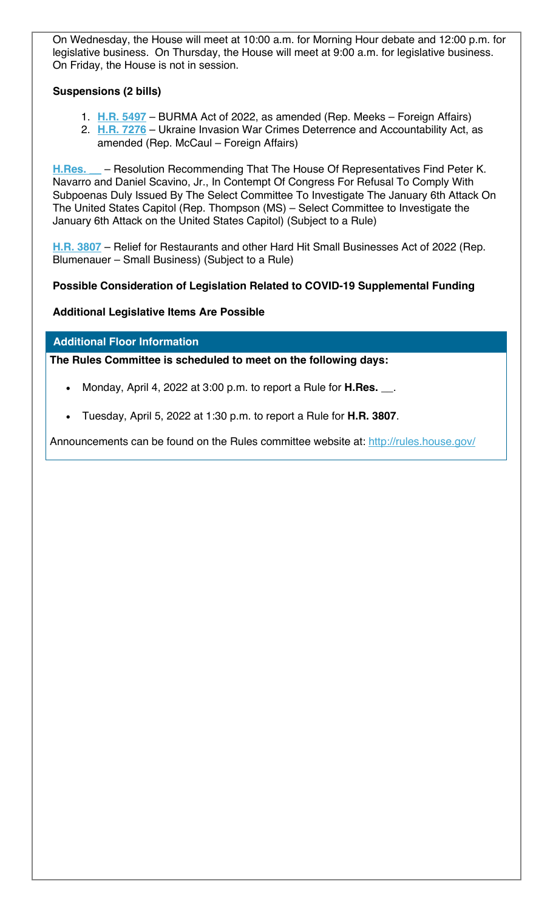On Wednesday, the House will meet at 10:00 a.m. for Morning Hour debate and 12:00 p.m. for legislative business. On Thursday, the House will meet at 9:00 a.m. for legislative business. On Friday, the House is not in session.

**Suspensions (2 bills)**

1. **H.R. 5497** – BURMA Act of 2022, as amended (Rep. Meeks – Foreign Affairs)
2. **H.R. 7276** – Ukraine Invasion War Crimes Deterrence and Accountability Act, as amended (Rep. McCaul – Foreign Affairs)

**H.Res. __** – Resolution Recommending That The House Of Representatives Find Peter K. Navarro and Daniel Scavino, Jr., In Contempt Of Congress For Refusal To Comply With Subpoenas Duly Issued By The Select Committee To Investigate The January 6th Attack On The United States Capitol (Rep. Thompson (MS) – Select Committee to Investigate the January 6th Attack on the United States Capitol) (Subject to a Rule)

**H.R. 3807** – Relief for Restaurants and other Hard Hit Small Businesses Act of 2022 (Rep. Blumenauer – Small Business) (Subject to a Rule)

**Possible Consideration of Legislation Related to COVID-19 Supplemental Funding**

**Additional Legislative Items Are Possible**

## Additional Floor Information

**The Rules Committee is scheduled to meet on the following days:**

- Monday, April 4, 2022 at 3:00 p.m. to report a Rule for **H.Res. __**.
- Tuesday, April 5, 2022 at 1:30 p.m. to report a Rule for **H.R. 3807**.

Announcements can be found on the Rules committee website at: http://rules.house.gov/